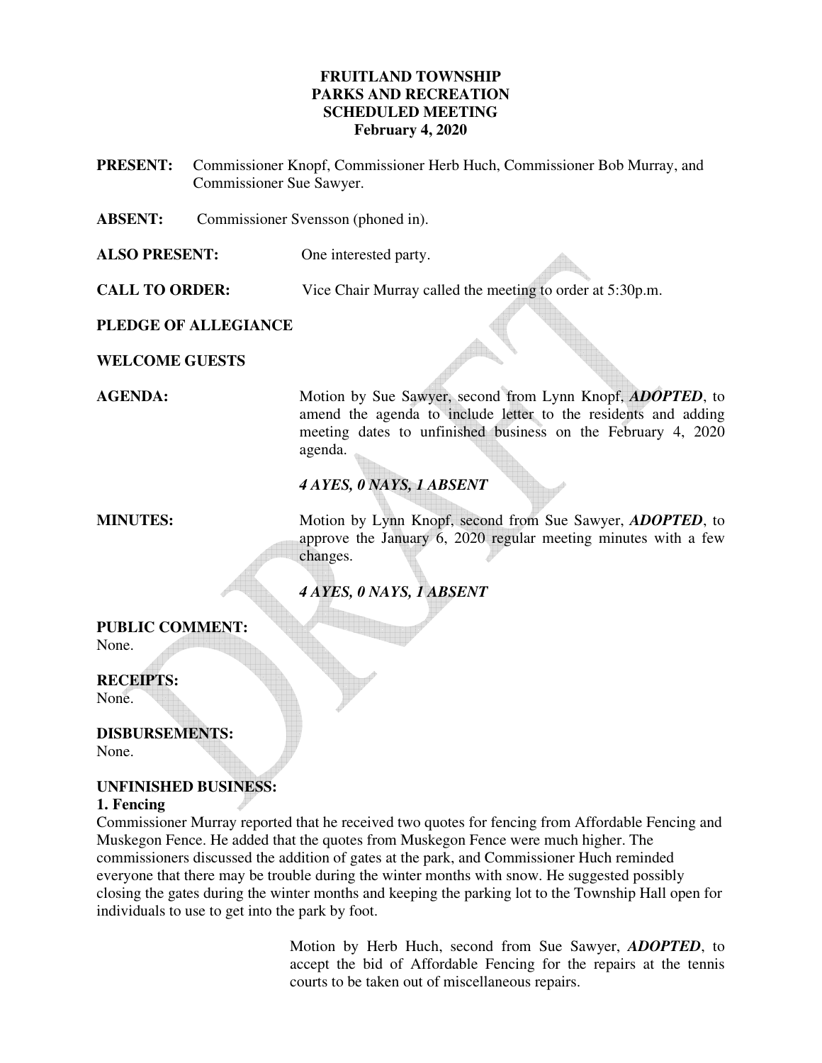**FRUITLAND TOWNSHIP**
**PARKS AND RECREATION**
**SCHEDULED MEETING**
**February 4, 2020**

**PRESENT:** Commissioner Knopf, Commissioner Herb Huch, Commissioner Bob Murray, and Commissioner Sue Sawyer.

**ABSENT:** Commissioner Svensson (phoned in).

**ALSO PRESENT:** One interested party.

**CALL TO ORDER:** Vice Chair Murray called the meeting to order at 5:30p.m.

**PLEDGE OF ALLEGIANCE**

**WELCOME GUESTS**

**AGENDA:** Motion by Sue Sawyer, second from Lynn Knopf, ***ADOPTED***, to amend the agenda to include letter to the residents and adding meeting dates to unfinished business on the February 4, 2020 agenda.

***4 AYES, 0 NAYS, 1 ABSENT***

**MINUTES:** Motion by Lynn Knopf, second from Sue Sawyer, ***ADOPTED***, to approve the January 6, 2020 regular meeting minutes with a few changes.

***4 AYES, 0 NAYS, 1 ABSENT***

**PUBLIC COMMENT:**
None.

**RECEIPTS:**
None.

**DISBURSEMENTS:**
None.

**UNFINISHED BUSINESS:**

**1. Fencing**

Commissioner Murray reported that he received two quotes for fencing from Affordable Fencing and Muskegon Fence. He added that the quotes from Muskegon Fence were much higher. The commissioners discussed the addition of gates at the park, and Commissioner Huch reminded everyone that there may be trouble during the winter months with snow. He suggested possibly closing the gates during the winter months and keeping the parking lot to the Township Hall open for individuals to use to get into the park by foot.

Motion by Herb Huch, second from Sue Sawyer, ***ADOPTED***, to accept the bid of Affordable Fencing for the repairs at the tennis courts to be taken out of miscellaneous repairs.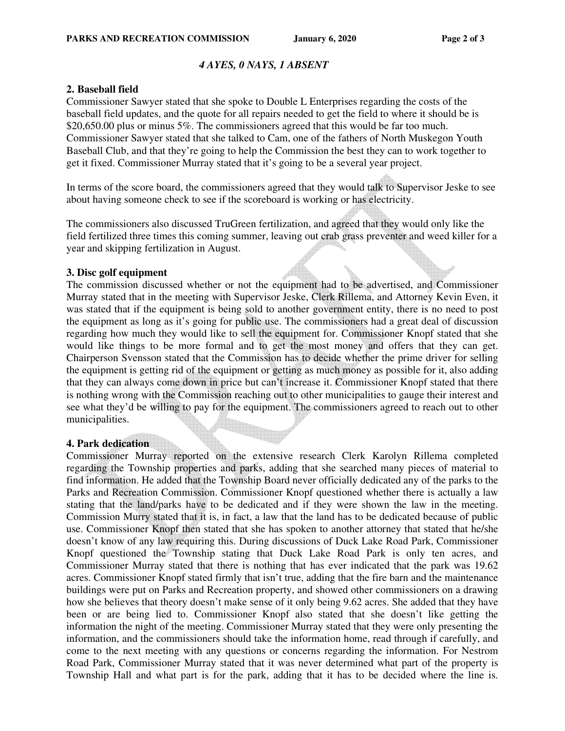*4 AYES, 0 NAYS, 1 ABSENT*

**2. Baseball field**

Commissioner Sawyer stated that she spoke to Double L Enterprises regarding the costs of the baseball field updates, and the quote for all repairs needed to get the field to where it should be is $20,650.00 plus or minus 5%. The commissioners agreed that this would be far too much. Commissioner Sawyer stated that she talked to Cam, one of the fathers of North Muskegon Youth Baseball Club, and that they're going to help the Commission the best they can to work together to get it fixed. Commissioner Murray stated that it's going to be a several year project.

In terms of the score board, the commissioners agreed that they would talk to Supervisor Jeske to see about having someone check to see if the scoreboard is working or has electricity.

The commissioners also discussed TruGreen fertilization, and agreed that they would only like the field fertilized three times this coming summer, leaving out crab grass preventer and weed killer for a year and skipping fertilization in August.

**3. Disc golf equipment**

The commission discussed whether or not the equipment had to be advertised, and Commissioner Murray stated that in the meeting with Supervisor Jeske, Clerk Rillema, and Attorney Kevin Even, it was stated that if the equipment is being sold to another government entity, there is no need to post the equipment as long as it's going for public use. The commissioners had a great deal of discussion regarding how much they would like to sell the equipment for. Commissioner Knopf stated that she would like things to be more formal and to get the most money and offers that they can get. Chairperson Svensson stated that the Commission has to decide whether the prime driver for selling the equipment is getting rid of the equipment or getting as much money as possible for it, also adding that they can always come down in price but can't increase it. Commissioner Knopf stated that there is nothing wrong with the Commission reaching out to other municipalities to gauge their interest and see what they'd be willing to pay for the equipment. The commissioners agreed to reach out to other municipalities.

**4. Park dedication**

Commissioner Murray reported on the extensive research Clerk Karolyn Rillema completed regarding the Township properties and parks, adding that she searched many pieces of material to find information. He added that the Township Board never officially dedicated any of the parks to the Parks and Recreation Commission. Commissioner Knopf questioned whether there is actually a law stating that the land/parks have to be dedicated and if they were shown the law in the meeting. Commission Murry stated that it is, in fact, a law that the land has to be dedicated because of public use. Commissioner Knopf then stated that she has spoken to another attorney that stated that he/she doesn't know of any law requiring this. During discussions of Duck Lake Road Park, Commissioner Knopf questioned the Township stating that Duck Lake Road Park is only ten acres, and Commissioner Murray stated that there is nothing that has ever indicated that the park was 19.62 acres. Commissioner Knopf stated firmly that isn't true, adding that the fire barn and the maintenance buildings were put on Parks and Recreation property, and showed other commissioners on a drawing how she believes that theory doesn't make sense of it only being 9.62 acres. She added that they have been or are being lied to. Commissioner Knopf also stated that she doesn't like getting the information the night of the meeting. Commissioner Murray stated that they were only presenting the information, and the commissioners should take the information home, read through if carefully, and come to the next meeting with any questions or concerns regarding the information. For Nestrom Road Park, Commissioner Murray stated that it was never determined what part of the property is Township Hall and what part is for the park, adding that it has to be decided where the line is.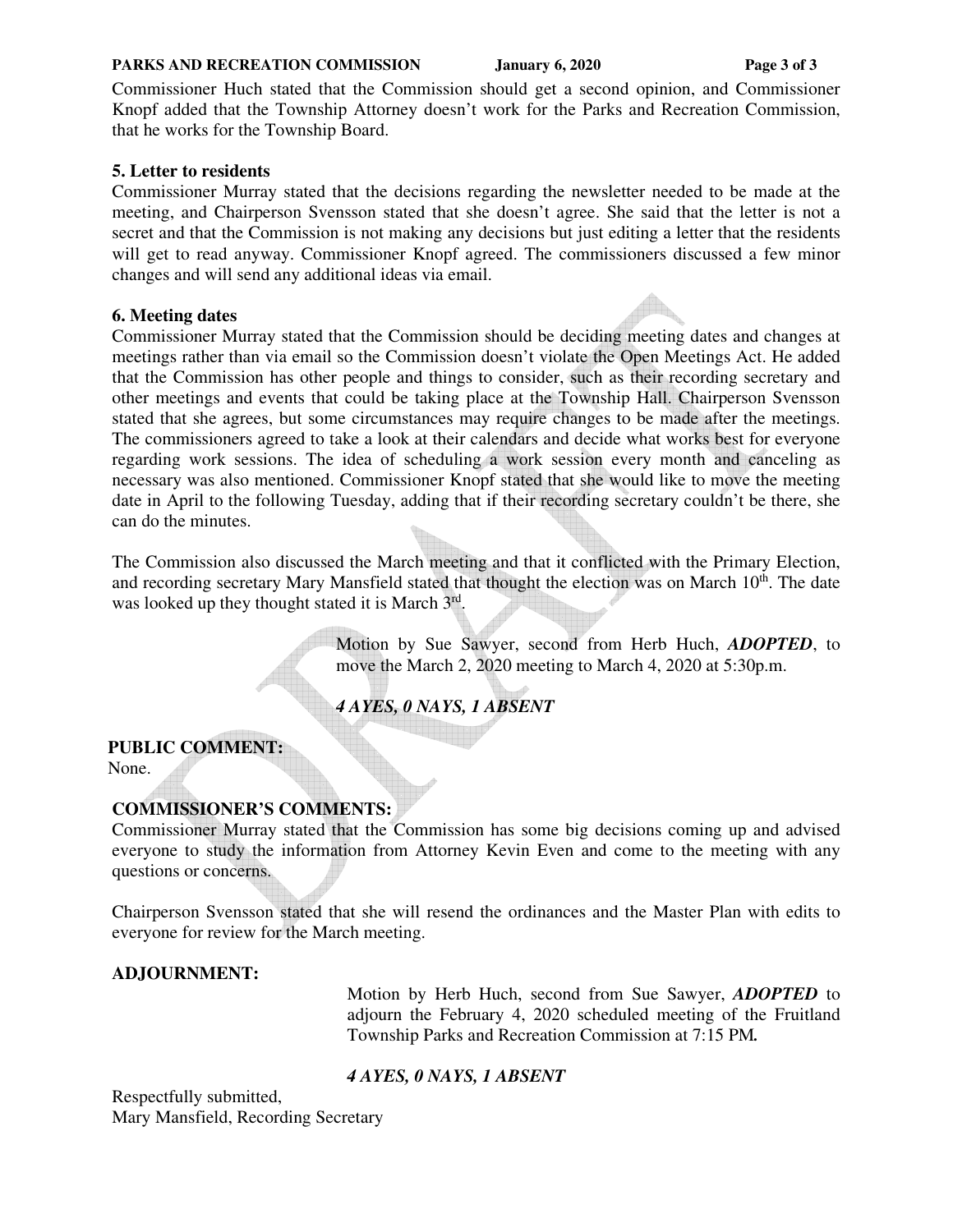Commissioner Huch stated that the Commission should get a second opinion, and Commissioner Knopf added that the Township Attorney doesn't work for the Parks and Recreation Commission, that he works for the Township Board.

**5. Letter to residents**

Commissioner Murray stated that the decisions regarding the newsletter needed to be made at the meeting, and Chairperson Svensson stated that she doesn't agree. She said that the letter is not a secret and that the Commission is not making any decisions but just editing a letter that the residents will get to read anyway. Commissioner Knopf agreed. The commissioners discussed a few minor changes and will send any additional ideas via email.

**6. Meeting dates**

Commissioner Murray stated that the Commission should be deciding meeting dates and changes at meetings rather than via email so the Commission doesn't violate the Open Meetings Act. He added that the Commission has other people and things to consider, such as their recording secretary and other meetings and events that could be taking place at the Township Hall. Chairperson Svensson stated that she agrees, but some circumstances may require changes to be made after the meetings. The commissioners agreed to take a look at their calendars and decide what works best for everyone regarding work sessions. The idea of scheduling a work session every month and canceling as necessary was also mentioned. Commissioner Knopf stated that she would like to move the meeting date in April to the following Tuesday, adding that if their recording secretary couldn't be there, she can do the minutes.

The Commission also discussed the March meeting and that it conflicted with the Primary Election, and recording secretary Mary Mansfield stated that thought the election was on March 10th. The date was looked up they thought stated it is March 3rd.

> Motion by Sue Sawyer, second from Herb Huch, ***ADOPTED***, to move the March 2, 2020 meeting to March 4, 2020 at 5:30p.m.
>
> ***4 AYES, 0 NAYS, 1 ABSENT***

**PUBLIC COMMENT:**

None.

**COMMISSIONER'S COMMENTS:**

Commissioner Murray stated that the Commission has some big decisions coming up and advised everyone to study the information from Attorney Kevin Even and come to the meeting with any questions or concerns.

Chairperson Svensson stated that she will resend the ordinances and the Master Plan with edits to everyone for review for the March meeting.

**ADJOURNMENT:**

> Motion by Herb Huch, second from Sue Sawyer, ***ADOPTED*** to adjourn the February 4, 2020 scheduled meeting of the Fruitland Township Parks and Recreation Commission at 7:15 PM**.**
>
> ***4 AYES, 0 NAYS, 1 ABSENT***

Respectfully submitted,
Mary Mansfield, Recording Secretary